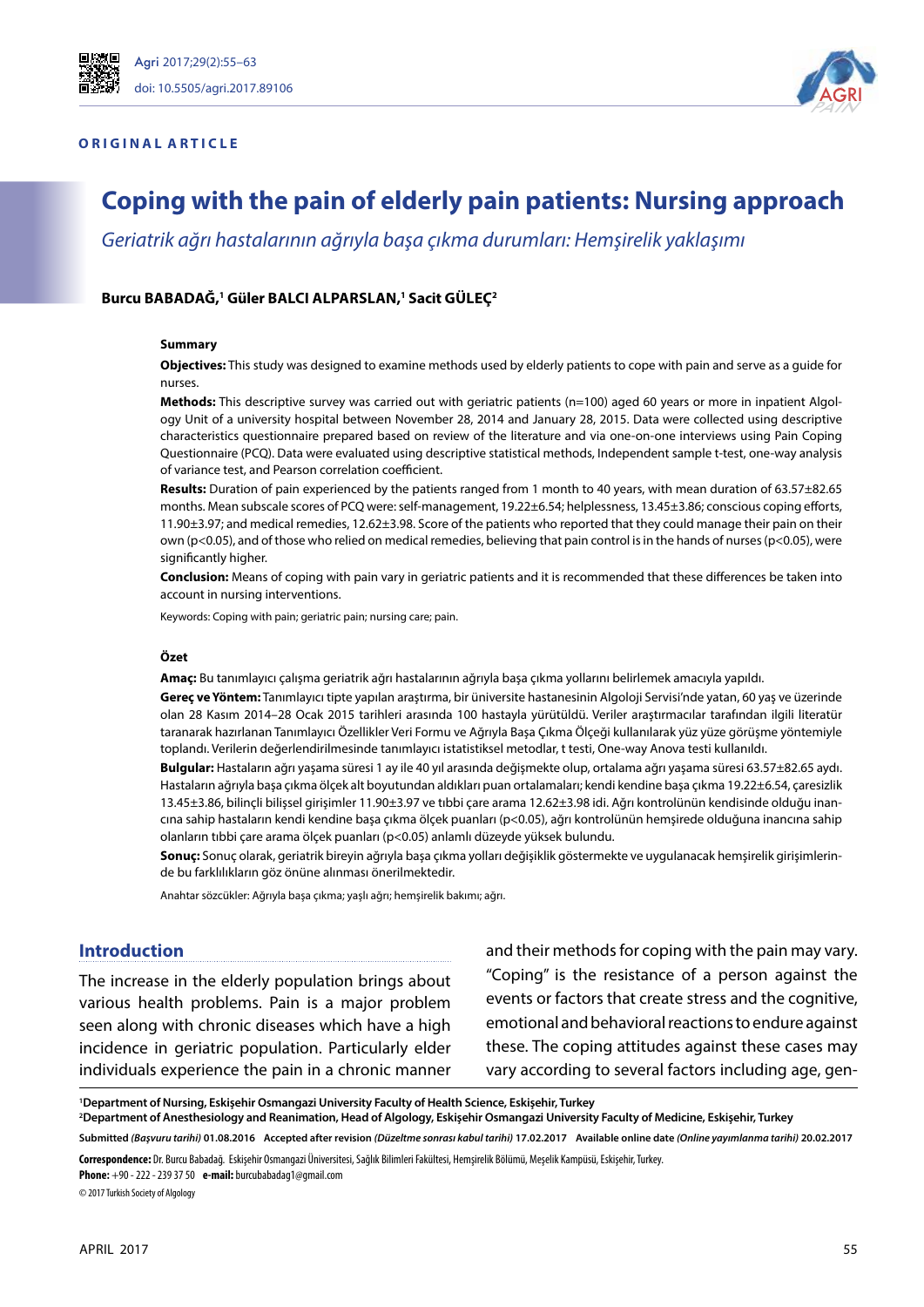ORIGINAL ARTICLE

# Coping with the pain of elderly pain patients: Nursing approach

*Geriatrik ağrı hastalarının ağrıyla başa çıkma durumları: Hemşirelik yaklaşımı*

**Burcu BABADAĞ,[1] Güler BALCI ALPARSLAN,[1] Sacit GÜLEÇ[2]**

### Summary

**Objectives:** This study was designed to examine methods used by elderly patients to cope with pain and serve as a guide for nurses.

**Methods:** This descriptive survey was carried out with geriatric patients (n=100) aged 60 years or more in inpatient Algology Unit of a university hospital between November 28, 2014 and January 28, 2015. Data were collected using descriptive characteristics questionnaire prepared based on review of the literature and via one-on-one interviews using Pain Coping Questionnaire (PCQ). Data were evaluated using descriptive statistical methods, Independent sample t-test, one-way analysis of variance test, and Pearson correlation coefficient.

**Results:** Duration of pain experienced by the patients ranged from 1 month to 40 years, with mean duration of 63.57±82.65 months. Mean subscale scores of PCQ were: self-management, 19.22±6.54; helplessness, 13.45±3.86; conscious coping efforts, 11.90±3.97; and medical remedies, 12.62±3.98. Score of the patients who reported that they could manage their pain on their own ($p<0.05$), and of those who relied on medical remedies, believing that pain control is in the hands of nurses ($p<0.05$), were significantly higher.

**Conclusion:** Means of coping with pain vary in geriatric patients and it is recommended that these differences be taken into account in nursing interventions.

Keywords: Coping with pain; geriatric pain; nursing care; pain.

### Özet

**Amaç:** Bu tanımlayıcı çalışma geriatrik ağrı hastalarının ağrıyla başa çıkma yollarını belirlemek amacıyla yapıldı.

**Gereç ve Yöntem:** Tanımlayıcı tipte yapılan araştırma, bir üniversite hastanesinin Algoloji Servisi'nde yatan, 60 yaş ve üzerinde olan 28 Kasım 2014–28 Ocak 2015 tarihleri arasında 100 hastayla yürütüldü. Veriler araştırmacılar tarafından ilgili literatür taranarak hazırlanan Tanımlayıcı Özellikler Veri Formu ve Ağrıyla Başa Çıkma Ölçeği kullanılarak yüz yüze görüşme yöntemiyle toplandı. Verilerin değerlendirilmesinde tanımlayıcı istatistiksel metodlar, t testi, One-way Anova testi kullanıldı.

**Bulgular:** Hastaların ağrı yaşama süresi 1 ay ile 40 yıl arasında değişmekte olup, ortalama ağrı yaşama süresi 63.57±82.65 aydı. Hastaların ağrıyla başa çıkma ölçek alt boyutundan aldıkları puan ortalamaları; kendi kendine başa çıkma 19.22±6.54, çaresizlik 13.45±3.86, bilinçli bilişsel girişimler 11.90±3.97 ve tıbbi çare arama 12.62±3.98 idi. Ağrı kontrolünün kendisinde olduğu inancına sahip hastaların kendi kendine başa çıkma ölçek puanları ($p<0.05$), ağrı kontrolünün hemşirede olduğuna inancına sahip olanların tıbbi çare arama ölçek puanları ($p<0.05$) anlamlı düzeyde yüksek bulundu.

**Sonuç:** Sonuç olarak, geriatrik bireyin ağrıyla başa çıkma yolları değişiklik göstermekte ve uygulanacak hemşirelik girişimlerinde bu farklılıkların göz önüne alınması önerilmektedir.

Anahtar sözcükler: Ağrıyla başa çıkma; yaşlı ağrı; hemşirelik bakımı; ağrı.

## Introduction

The increase in the elderly population brings about various health problems. Pain is a major problem seen along with chronic diseases which have a high incidence in geriatric population. Particularly elder individuals experience the pain in a chronic manner and their methods for coping with the pain may vary. "Coping" is the resistance of a person against the events or factors that create stress and the cognitive, emotional and behavioral reactions to endure against these. The coping attitudes against these cases may vary according to several factors including age, gen-

[1]Department of Nursing, Eskişehir Osmangazi University Faculty of Health Science, Eskişehir, Turkey
[2]Department of Anesthesiology and Reanimation, Head of Algology, Eskişehir Osmangazi University Faculty of Medicine, Eskişehir, Turkey

Submitted *(Başvuru tarihi)* 01.08.2016 Accepted after revision *(Düzeltme sonrası kabul tarihi)* 17.02.2017 Available online date *(Online yayımlanma tarihi)* 20.02.2017

**Correspondence:** Dr. Burcu Babadağ. Eskişehir Osmangazi Üniversitesi, Sağlık Bilimleri Fakültesi, Hemşirelik Bölümü, Meşelik Kampüsü, Eskişehir, Turkey.
**Phone:** +90 - 222 - 239 37 50 **e-mail:** burcubabadag1@gmail.com
© 2017 Turkish Society of Algology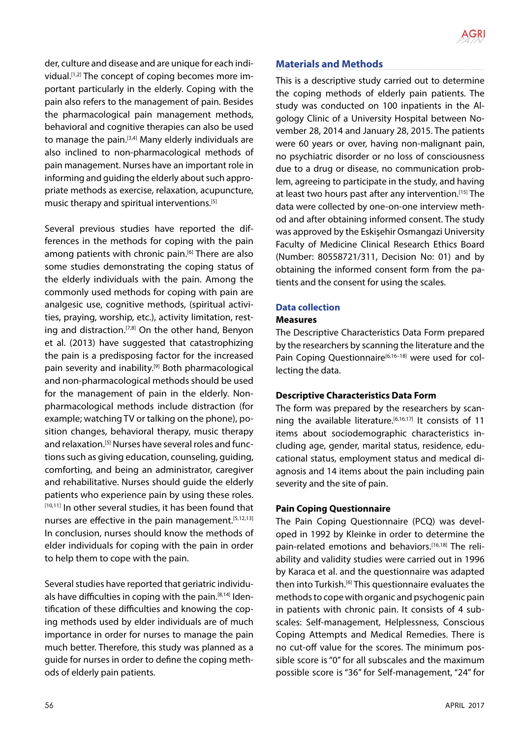der, culture and disease and are unique for each individual.[1,2] The concept of coping becomes more important particularly in the elderly. Coping with the pain also refers to the management of pain. Besides the pharmacological pain management methods, behavioral and cognitive therapies can also be used to manage the pain.[3,4] Many elderly individuals are also inclined to non-pharmacological methods of pain management. Nurses have an important role in informing and guiding the elderly about such appropriate methods as exercise, relaxation, acupuncture, music therapy and spiritual interventions.[5]

Several previous studies have reported the differences in the methods for coping with the pain among patients with chronic pain.[6] There are also some studies demonstrating the coping status of the elderly individuals with the pain. Among the commonly used methods for coping with pain are analgesic use, cognitive methods, (spiritual activities, praying, worship, etc.), activity limitation, resting and distraction.[7,8] On the other hand, Benyon et al. (2013) have suggested that catastrophizing the pain is a predisposing factor for the increased pain severity and inability.[9] Both pharmacological and non-pharmacological methods should be used for the management of pain in the elderly. Non-pharmacological methods include distraction (for example; watching TV or talking on the phone), position changes, behavioral therapy, music therapy and relaxation.[5] Nurses have several roles and functions such as giving education, counseling, guiding, comforting, and being an administrator, caregiver and rehabilitative. Nurses should guide the elderly patients who experience pain by using these roles.[10,11] In other several studies, it has been found that nurses are effective in the pain management.[5,12,13] In conclusion, nurses should know the methods of elder individuals for coping with the pain in order to help them to cope with the pain.

Several studies have reported that geriatric individuals have difficulties in coping with the pain.[8,14] Identification of these difficulties and knowing the coping methods used by elder individuals are of much importance in order for nurses to manage the pain much better. Therefore, this study was planned as a guide for nurses in order to define the coping methods of elderly pain patients.

## Materials and Methods

This is a descriptive study carried out to determine the coping methods of elderly pain patients. The study was conducted on 100 inpatients in the Algology Clinic of a University Hospital between November 28, 2014 and January 28, 2015. The patients were 60 years or over, having non-malignant pain, no psychiatric disorder or no loss of consciousness due to a drug or disease, no communication problem, agreeing to participate in the study, and having at least two hours past after any intervention.[15] The data were collected by one-on-one interview method and after obtaining informed consent. The study was approved by the Eskişehir Osmangazi University Faculty of Medicine Clinical Research Ethics Board (Number: 80558721/311, Decision No: 01) and by obtaining the informed consent form from the patients and the consent for using the scales.

### Data collection

#### Measures

The Descriptive Characteristics Data Form prepared by the researchers by scanning the literature and the Pain Coping Questionnaire[6,16–18] were used for collecting the data.

#### Descriptive Characteristics Data Form

The form was prepared by the researchers by scanning the available literature.[6,16,17] It consists of 11 items about sociodemographic characteristics including age, gender, marital status, residence, educational status, employment status and medical diagnosis and 14 items about the pain including pain severity and the site of pain.

#### Pain Coping Questionnaire

The Pain Coping Questionnaire (PCQ) was developed in 1992 by Kleinke in order to determine the pain-related emotions and behaviors.[16,18] The reliability and validity studies were carried out in 1996 by Karaca et al. and the questionnaire was adapted then into Turkish.[6] This questionnaire evaluates the methods to cope with organic and psychogenic pain in patients with chronic pain. It consists of 4 subscales: Self-management, Helplessness, Conscious Coping Attempts and Medical Remedies. There is no cut-off value for the scores. The minimum possible score is "0" for all subscales and the maximum possible score is "36" for Self-management, "24" for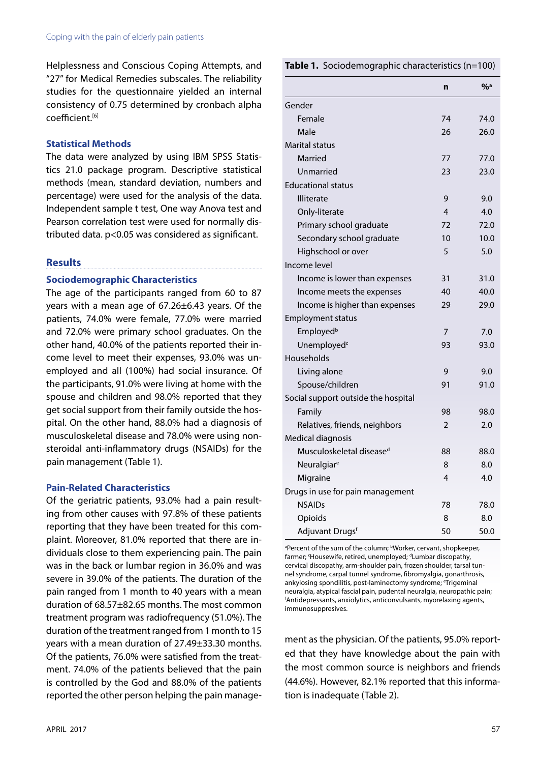Helplessness and Conscious Coping Attempts, and "27" for Medical Remedies subscales. The reliability studies for the questionnaire yielded an internal consistency of 0.75 determined by cronbach alpha coefficient.[6]

### Statistical Methods

The data were analyzed by using IBM SPSS Statistics 21.0 package program. Descriptive statistical methods (mean, standard deviation, numbers and percentage) were used for the analysis of the data. Independent sample t test, One way Anova test and Pearson correlation test were used for normally distributed data. $p<0.05$ was considered as significant.

## Results

### Sociodemographic Characteristics

The age of the participants ranged from 60 to 87 years with a mean age of 67.26±6.43 years. Of the patients, 74.0% were female, 77.0% were married and 72.0% were primary school graduates. On the other hand, 40.0% of the patients reported their income level to meet their expenses, 93.0% was unemployed and all (100%) had social insurance. Of the participants, 91.0% were living at home with the spouse and children and 98.0% reported that they get social support from their family outside the hospital. On the other hand, 88.0% had a diagnosis of musculoskeletal disease and 78.0% were using non-steroidal anti-inflammatory drugs (NSAIDs) for the pain management (Table 1).

### Pain-Related Characteristics

Of the geriatric patients, 93.0% had a pain resulting from other causes with 97.8% of these patients reporting that they have been treated for this complaint. Moreover, 81.0% reported that there are individuals close to them experiencing pain. The pain was in the back or lumbar region in 36.0% and was severe in 39.0% of the patients. The duration of the pain ranged from 1 month to 40 years with a mean duration of 68.57±82.65 months. The most common treatment program was radiofrequency (51.0%). The duration of the treatment ranged from 1 month to 15 years with a mean duration of 27.49±33.30 months. Of the patients, 76.0% were satisfied from the treatment. 74.0% of the patients believed that the pain is controlled by the God and 88.0% of the patients reported the other person helping the pain management as the physician. Of the patients, 95.0% reported that they have knowledge about the pain with the most common source is neighbors and friends (44.6%). However, 82.1% reported that this information is inadequate (Table 2).

**Table 1.** Sociodemographic characteristics (n=100)

| | n | %[a] |
|---|---|---|
| **Gender** | | |
| Female | 74 | 74.0 |
| Male | 26 | 26.0 |
| **Marital status** | | |
| Married | 77 | 77.0 |
| Unmarried | 23 | 23.0 |
| **Educational status** | | |
| Illiterate | 9 | 9.0 |
| Only-literate | 4 | 4.0 |
| Primary school graduate | 72 | 72.0 |
| Secondary school graduate | 10 | 10.0 |
| Highschool or over | 5 | 5.0 |
| **Income level** | | |
| Income is lower than expenses | 31 | 31.0 |
| Income meets the expenses | 40 | 40.0 |
| Income is higher than expenses | 29 | 29.0 |
| **Employment status** | | |
| Employed[b] | 7 | 7.0 |
| Unemployed[c] | 93 | 93.0 |
| **Households** | | |
| Living alone | 9 | 9.0 |
| Spouse/children | 91 | 91.0 |
| **Social support outside the hospital** | | |
| Family | 98 | 98.0 |
| Relatives, friends, neighbors | 2 | 2.0 |
| **Medical diagnosis** | | |
| Musculoskeletal disease[d] | 88 | 88.0 |
| Neuralgiar[e] | 8 | 8.0 |
| Migraine | 4 | 4.0 |
| **Drugs in use for pain management** | | |
| NSAIDs | 78 | 78.0 |
| Opioids | 8 | 8.0 |
| Adjuvant Drugs[f] | 50 | 50.0 |

[a]Percent of the sum of the column; [b]Worker, cervant, shopkeeper, farmer; [c]Housewife, retired, unemployed; [d]Lumbar discopathy, cervical discopathy, arm-shoulder pain, frozen shoulder, tarsal tunnel syndrome, carpal tunnel syndrome, fibromyalgia, gonarthrosis, ankylosing spondilitis, post-laminectomy syndrome; [e]Trigeminal neuralgia, atypical fascial pain, pudental neuralgia, neuropathic pain; [f]Antidepressants, anxiolytics, anticonvulsants, myorelaxing agents, immunosuppresives.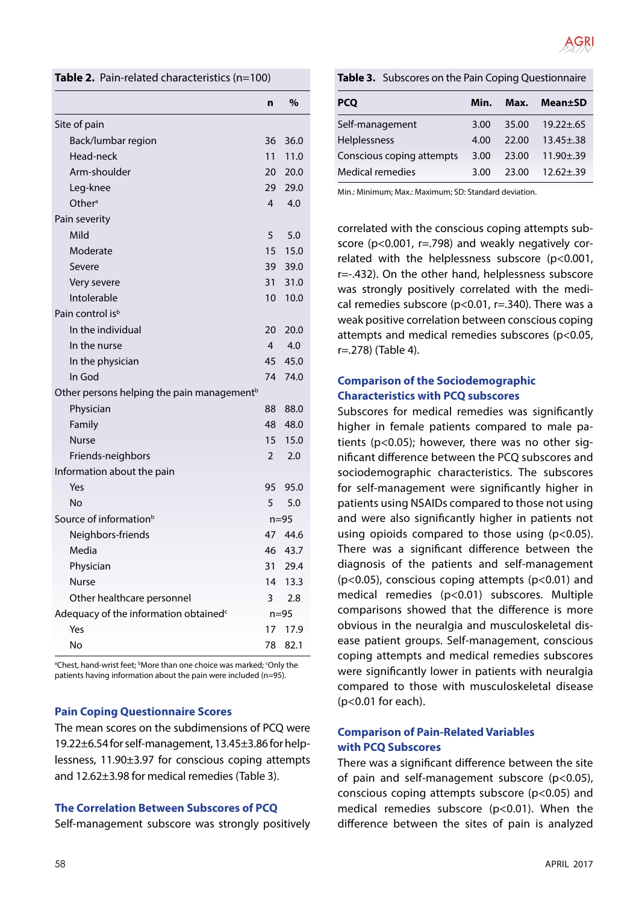**Table 2.** Pain-related characteristics (n=100)

| | n | % |
|---|---|---|
| Site of pain | | |
| Back/lumbar region | 36 | 36.0 |
| Head-neck | 11 | 11.0 |
| Arm-shoulder | 20 | 20.0 |
| Leg-knee | 29 | 29.0 |
| Other[a] | 4 | 4.0 |
| Pain severity | | |
| Mild | 5 | 5.0 |
| Moderate | 15 | 15.0 |
| Severe | 39 | 39.0 |
| Very severe | 31 | 31.0 |
| Intolerable | 10 | 10.0 |
| Pain control is[b] | | |
| In the individual | 20 | 20.0 |
| In the nurse | 4 | 4.0 |
| In the physician | 45 | 45.0 |
| In God | 74 | 74.0 |
| Other persons helping the pain management[b] | | |
| Physician | 88 | 88.0 |
| Family | 48 | 48.0 |
| Nurse | 15 | 15.0 |
| Friends-neighbors | 2 | 2.0 |
| Information about the pain | | |
| Yes | 95 | 95.0 |
| No | 5 | 5.0 |
| Source of information[b] | n=95 | |
| Neighbors-friends | 47 | 44.6 |
| Media | 46 | 43.7 |
| Physician | 31 | 29.4 |
| Nurse | 14 | 13.3 |
| Other healthcare personnel | 3 | 2.8 |
| Adequacy of the information obtained[c] | n=95 | |
| Yes | 17 | 17.9 |
| No | 78 | 82.1 |

[a]Chest, hand-wrist feet; [b]More than one choice was marked; [c]Only the patients having information about the pain were included (n=95).

## Pain Coping Questionnaire Scores

The mean scores on the subdimensions of PCQ were 19.22±6.54 for self-management, 13.45±3.86 for helplessness, 11.90±3.97 for conscious coping attempts and 12.62±3.98 for medical remedies (Table 3).

## The Correlation Between Subscores of PCQ

Self-management subscore was strongly positively correlated with the conscious coping attempts subscore ($p<0.001$, $r=.798$) and weakly negatively correlated with the helplessness subscore ($p<0.001$, $r=-.432$). On the other hand, helplessness subscore was strongly positively correlated with the medical remedies subscore ($p<0.01$, $r=.340$). There was a weak positive correlation between conscious coping attempts and medical remedies subscores ($p<0.05$, $r=.278$) (Table 4).

**Table 3.** Subscores on the Pain Coping Questionnaire

| PCQ | Min. | Max. | Mean±SD |
|---|---|---|---|
| Self-management | 3.00 | 35.00 | 19.22±.65 |
| Helplessness | 4.00 | 22.00 | 13.45±.38 |
| Conscious coping attempts | 3.00 | 23.00 | 11.90±.39 |
| Medical remedies | 3.00 | 23.00 | 12.62±.39 |

Min.: Minimum; Max.: Maximum; SD: Standard deviation.

## Comparison of the Sociodemographic Characteristics with PCQ subscores

Subscores for medical remedies was significantly higher in female patients compared to male patients ($p<0.05$); however, there was no other significant difference between the PCQ subscores and sociodemographic characteristics. The subscores for self-management were significantly higher in patients using NSAIDs compared to those not using and were also significantly higher in patients not using opioids compared to those using ($p<0.05$). There was a significant difference between the diagnosis of the patients and self-management ($p<0.05$), conscious coping attempts ($p<0.01$) and medical remedies ($p<0.01$) subscores. Multiple comparisons showed that the difference is more obvious in the neuralgia and musculoskeletal disease patient groups. Self-management, conscious coping attempts and medical remedies subscores were significantly lower in patients with neuralgia compared to those with musculoskeletal disease ($p<0.01$ for each).

## Comparison of Pain-Related Variables with PCQ Subscores

There was a significant difference between the site of pain and self-management subscore ($p<0.05$), conscious coping attempts subscore ($p<0.05$) and medical remedies subscore ($p<0.01$). When the difference between the sites of pain is analyzed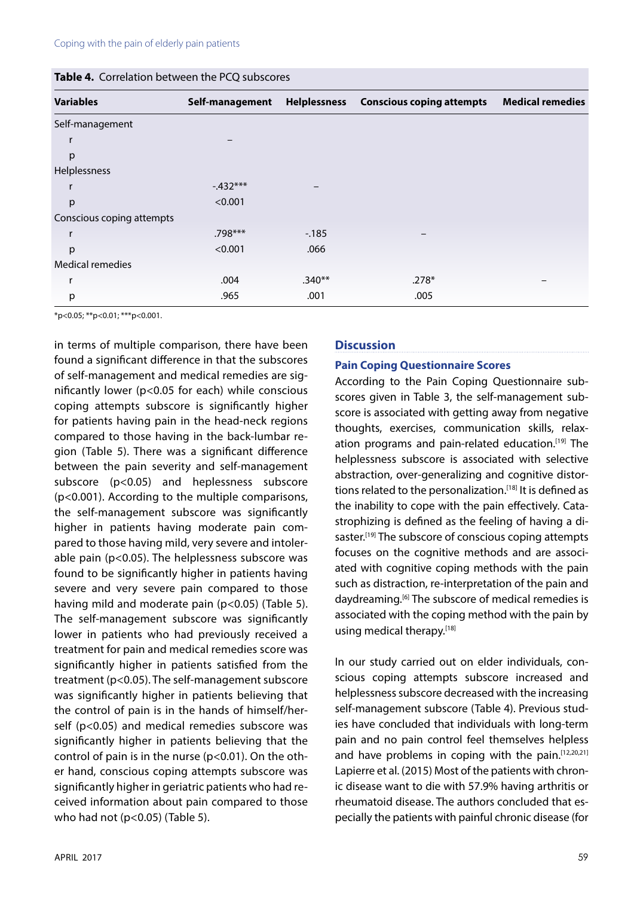**Table 4.** Correlation between the PCQ subscores

| Variables | Self-management | Helplessness | Conscious coping attempts | Medical remedies |
|---|---|---|---|---|
| Self-management | | | | |
| r | – | | | |
| p | | | | |
| Helplessness | | | | |
| r | -.432*** | – | | |
| p | <0.001 | | | |
| Conscious coping attempts | | | | |
| r | .798*** | -.185 | – | |
| p | <0.001 | .066 | | |
| Medical remedies | | | | |
| r | .004 | .340** | .278* | – |
| p | .965 | .001 | .005 | |

*p<0.05; **p<0.01; ***p<0.001.

in terms of multiple comparison, there have been found a significant difference in that the subscores of self-management and medical remedies are significantly lower (p<0.05 for each) while conscious coping attempts subscore is significantly higher for patients having pain in the head-neck regions compared to those having in the back-lumbar region (Table 5). There was a significant difference between the pain severity and self-management subscore (p<0.05) and heplessness subscore (p<0.001). According to the multiple comparisons, the self-management subscore was significantly higher in patients having moderate pain compared to those having mild, very severe and intolerable pain (p<0.05). The helplessness subscore was found to be significantly higher in patients having severe and very severe pain compared to those having mild and moderate pain (p<0.05) (Table 5). The self-management subscore was significantly lower in patients who had previously received a treatment for pain and medical remedies score was significantly higher in patients satisfied from the treatment (p<0.05). The self-management subscore was significantly higher in patients believing that the control of pain is in the hands of himself/herself (p<0.05) and medical remedies subscore was significantly higher in patients believing that the control of pain is in the nurse (p<0.01). On the other hand, conscious coping attempts subscore was significantly higher in geriatric patients who had received information about pain compared to those who had not (p<0.05) (Table 5).

## Discussion

### Pain Coping Questionnaire Scores

According to the Pain Coping Questionnaire subscores given in Table 3, the self-management subscore is associated with getting away from negative thoughts, exercises, communication skills, relaxation programs and pain-related education.[19] The helplessness subscore is associated with selective abstraction, over-generalizing and cognitive distortions related to the personalization.[18] It is defined as the inability to cope with the pain effectively. Catastrophizing is defined as the feeling of having a disaster.[19] The subscore of conscious coping attempts focuses on the cognitive methods and are associated with cognitive coping methods with the pain such as distraction, re-interpretation of the pain and daydreaming.[6] The subscore of medical remedies is associated with the coping method with the pain by using medical therapy.[18]

In our study carried out on elder individuals, conscious coping attempts subscore increased and helplessness subscore decreased with the increasing self-management subscore (Table 4). Previous studies have concluded that individuals with long-term pain and no pain control feel themselves helpless and have problems in coping with the pain.[12,20,21] Lapierre et al. (2015) Most of the patients with chronic disease want to die with 57.9% having arthritis or rheumatoid disease. The authors concluded that especially the patients with painful chronic disease (for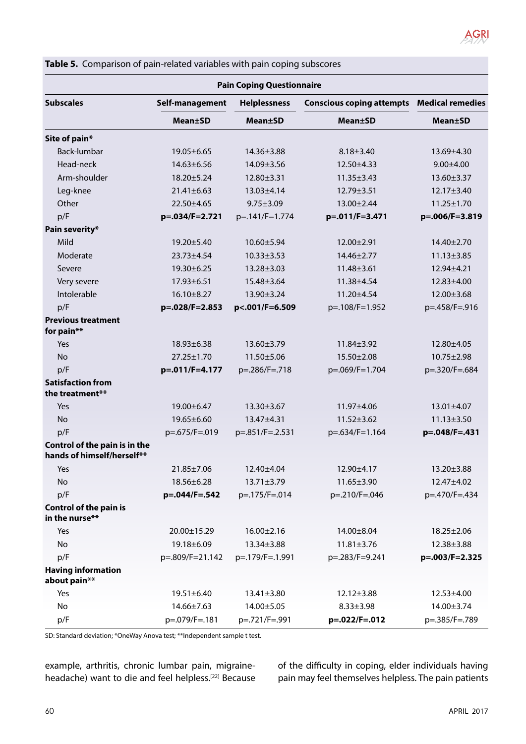**Table 5.** Comparison of pain-related variables with pain coping subscores

| | Pain Coping Questionnaire | | | |
|---|---|---|---|---|
| **Subscales** | **Self-management** | **Helplessness** | **Conscious coping attempts** | **Medical remedies** |
| | **Mean±SD** | **Mean±SD** | **Mean±SD** | **Mean±SD** |
| **Site of pain*** | | | | |
| Back-lumbar | 19.05±6.65 | 14.36±3.88 | 8.18±3.40 | 13.69±4.30 |
| Head-neck | 14.63±6.56 | 14.09±3.56 | 12.50±4.33 | 9.00±4.00 |
| Arm-shoulder | 18.20±5.24 | 12.80±3.31 | 11.35±3.43 | 13.60±3.37 |
| Leg-knee | 21.41±6.63 | 13.03±4.14 | 12.79±3.51 | 12.17±3.40 |
| Other | 22.50±4.65 | 9.75±3.09 | 13.00±2.44 | 11.25±1.70 |
| p/F | **p=.034/F=2.721** | p=.141/F=1.774 | **p=.011/F=3.471** | **p=.006/F=3.819** |
| **Pain severity*** | | | | |
| Mild | 19.20±5.40 | 10.60±5.94 | 12.00±2.91 | 14.40±2.70 |
| Moderate | 23.73±4.54 | 10.33±3.53 | 14.46±2.77 | 11.13±3.85 |
| Severe | 19.30±6.25 | 13.28±3.03 | 11.48±3.61 | 12.94±4.21 |
| Very severe | 17.93±6.51 | 15.48±3.64 | 11.38±4.54 | 12.83±4.00 |
| Intolerable | 16.10±8.27 | 13.90±3.24 | 11.20±4.54 | 12.00±3.68 |
| p/F | **p=.028/F=2.853** | **p<.001/F=6.509** | p=.108/F=1.952 | p=.458/F=.916 |
| **Previous treatment for pain**** | | | | |
| Yes | 18.93±6.38 | 13.60±3.79 | 11.84±3.92 | 12.80±4.05 |
| No | 27.25±1.70 | 11.50±5.06 | 15.50±2.08 | 10.75±2.98 |
| p/F | **p=.011/F=4.177** | p=.286/F=.718 | p=.069/F=1.704 | p=.320/F=.684 |
| **Satisfaction from the treatment**** | | | | |
| Yes | 19.00±6.47 | 13.30±3.67 | 11.97±4.06 | 13.01±4.07 |
| No | 19.65±6.60 | 13.47±4.31 | 11.52±3.62 | 11.13±3.50 |
| p/F | p=.675/F=.019 | p=.851/F=.2.531 | p=.634/F=1.164 | **p=.048/F=.431** |
| **Control of the pain is in the hands of himself/herself**** | | | | |
| Yes | 21.85±7.06 | 12.40±4.04 | 12.90±4.17 | 13.20±3.88 |
| No | 18.56±6.28 | 13.71±3.79 | 11.65±3.90 | 12.47±4.02 |
| p/F | **p=.044/F=.542** | p=.175/F=.014 | p=.210/F=.046 | p=.470/F=.434 |
| **Control of the pain is in the nurse**** | | | | |
| Yes | 20.00±15.29 | 16.00±2.16 | 14.00±8.04 | 18.25±2.06 |
| No | 19.18±6.09 | 13.34±3.88 | 11.81±3.76 | 12.38±3.88 |
| p/F | p=.809/F=21.142 | p=.179/F=.1.991 | p=.283/F=9.241 | **p=.003/F=2.325** |
| **Having information about pain**** | | | | |
| Yes | 19.51±6.40 | 13.41±3.80 | 12.12±3.88 | 12.53±4.00 |
| No | 14.66±7.63 | 14.00±5.05 | 8.33±3.98 | 14.00±3.74 |
| p/F | p=.079/F=.181 | p=.721/F=.991 | **p=.022/F=.012** | p=.385/F=.789 |

SD: Standard deviation; *OneWay Anova test; **Independent sample t test.

example, arthritis, chronic lumbar pain, migraine-headache) want to die and feel helpless.[22] Because of the difficulty in coping, elder individuals having pain may feel themselves helpless. The pain patients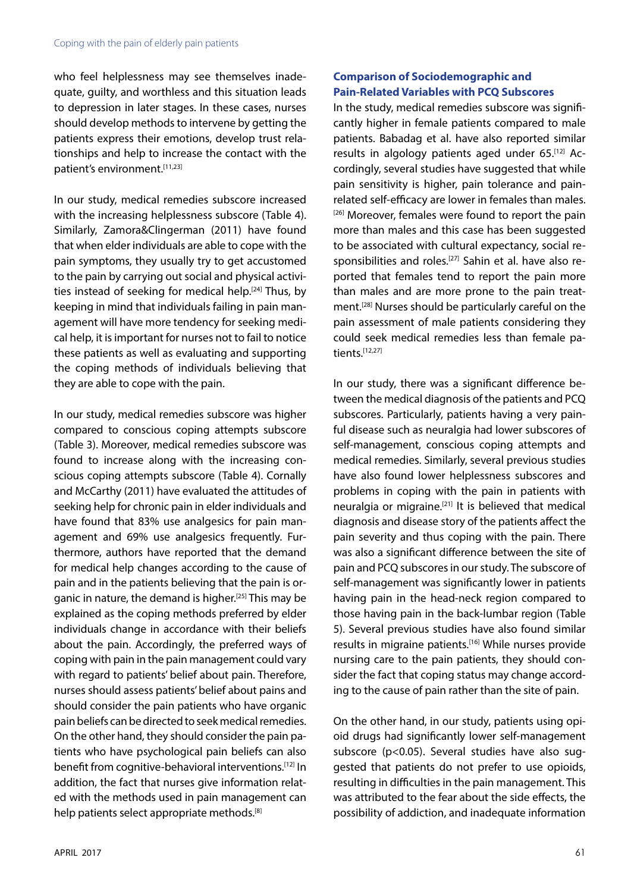who feel helplessness may see themselves inadequate, guilty, and worthless and this situation leads to depression in later stages. In these cases, nurses should develop methods to intervene by getting the patients express their emotions, develop trust relationships and help to increase the contact with the patient's environment.[11,23]

In our study, medical remedies subscore increased with the increasing helplessness subscore (Table 4). Similarly, Zamora&Clingerman (2011) have found that when elder individuals are able to cope with the pain symptoms, they usually try to get accustomed to the pain by carrying out social and physical activities instead of seeking for medical help.[24] Thus, by keeping in mind that individuals failing in pain management will have more tendency for seeking medical help, it is important for nurses not to fail to notice these patients as well as evaluating and supporting the coping methods of individuals believing that they are able to cope with the pain.

In our study, medical remedies subscore was higher compared to conscious coping attempts subscore (Table 3). Moreover, medical remedies subscore was found to increase along with the increasing conscious coping attempts subscore (Table 4). Cornally and McCarthy (2011) have evaluated the attitudes of seeking help for chronic pain in elder individuals and have found that 83% use analgesics for pain management and 69% use analgesics frequently. Furthermore, authors have reported that the demand for medical help changes according to the cause of pain and in the patients believing that the pain is organic in nature, the demand is higher.[25] This may be explained as the coping methods preferred by elder individuals change in accordance with their beliefs about the pain. Accordingly, the preferred ways of coping with pain in the pain management could vary with regard to patients' belief about pain. Therefore, nurses should assess patients' belief about pains and should consider the pain patients who have organic pain beliefs can be directed to seek medical remedies. On the other hand, they should consider the pain patients who have psychological pain beliefs can also benefit from cognitive-behavioral interventions.[12] In addition, the fact that nurses give information related with the methods used in pain management can help patients select appropriate methods.[8]

### Comparison of Sociodemographic and Pain-Related Variables with PCQ Subscores

In the study, medical remedies subscore was significantly higher in female patients compared to male patients. Babadag et al. have also reported similar results in algology patients aged under 65.[12] Accordingly, several studies have suggested that while pain sensitivity is higher, pain tolerance and pain-related self-efficacy are lower in females than males.[26] Moreover, females were found to report the pain more than males and this case has been suggested to be associated with cultural expectancy, social responsibilities and roles.[27] Sahin et al. have also reported that females tend to report the pain more than males and are more prone to the pain treatment.[28] Nurses should be particularly careful on the pain assessment of male patients considering they could seek medical remedies less than female patients.[12,27]

In our study, there was a significant difference between the medical diagnosis of the patients and PCQ subscores. Particularly, patients having a very painful disease such as neuralgia had lower subscores of self-management, conscious coping attempts and medical remedies. Similarly, several previous studies have also found lower helplessness subscores and problems in coping with the pain in patients with neuralgia or migraine.[21] It is believed that medical diagnosis and disease story of the patients affect the pain severity and thus coping with the pain. There was also a significant difference between the site of pain and PCQ subscores in our study. The subscore of self-management was significantly lower in patients having pain in the head-neck region compared to those having pain in the back-lumbar region (Table 5). Several previous studies have also found similar results in migraine patients.[16] While nurses provide nursing care to the pain patients, they should consider the fact that coping status may change according to the cause of pain rather than the site of pain.

On the other hand, in our study, patients using opioid drugs had significantly lower self-management subscore ($p<0.05$). Several studies have also suggested that patients do not prefer to use opioids, resulting in difficulties in the pain management. This was attributed to the fear about the side effects, the possibility of addiction, and inadequate information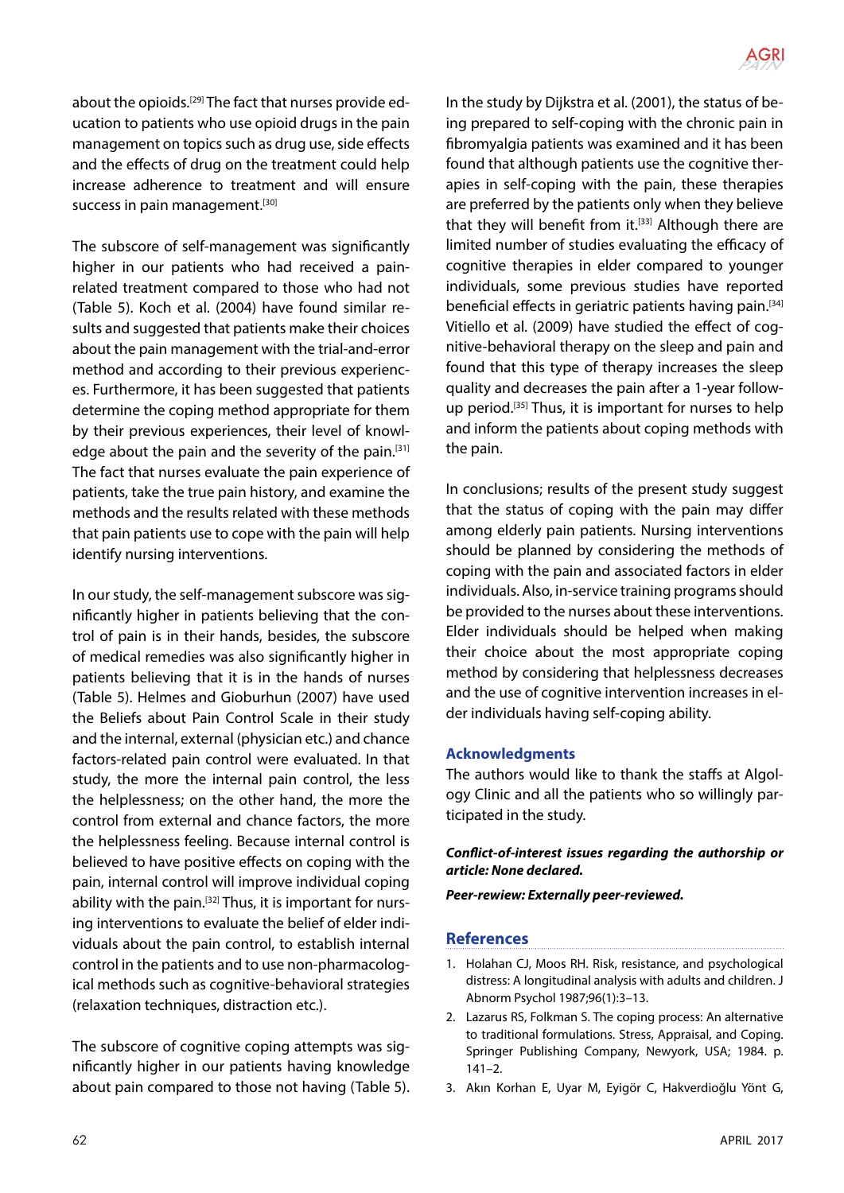about the opioids.[29] The fact that nurses provide education to patients who use opioid drugs in the pain management on topics such as drug use, side effects and the effects of drug on the treatment could help increase adherence to treatment and will ensure success in pain management.[30]

The subscore of self-management was significantly higher in our patients who had received a pain-related treatment compared to those who had not (Table 5). Koch et al. (2004) have found similar results and suggested that patients make their choices about the pain management with the trial-and-error method and according to their previous experiences. Furthermore, it has been suggested that patients determine the coping method appropriate for them by their previous experiences, their level of knowledge about the pain and the severity of the pain.[31] The fact that nurses evaluate the pain experience of patients, take the true pain history, and examine the methods and the results related with these methods that pain patients use to cope with the pain will help identify nursing interventions.

In our study, the self-management subscore was significantly higher in patients believing that the control of pain is in their hands, besides, the subscore of medical remedies was also significantly higher in patients believing that it is in the hands of nurses (Table 5). Helmes and Gioburhun (2007) have used the Beliefs about Pain Control Scale in their study and the internal, external (physician etc.) and chance factors-related pain control were evaluated. In that study, the more the internal pain control, the less the helplessness; on the other hand, the more the control from external and chance factors, the more the helplessness feeling. Because internal control is believed to have positive effects on coping with the pain, internal control will improve individual coping ability with the pain.[32] Thus, it is important for nursing interventions to evaluate the belief of elder individuals about the pain control, to establish internal control in the patients and to use non-pharmacological methods such as cognitive-behavioral strategies (relaxation techniques, distraction etc.).

The subscore of cognitive coping attempts was significantly higher in our patients having knowledge about pain compared to those not having (Table 5). In the study by Dijkstra et al. (2001), the status of being prepared to self-coping with the chronic pain in fibromyalgia patients was examined and it has been found that although patients use the cognitive therapies in self-coping with the pain, these therapies are preferred by the patients only when they believe that they will benefit from it.[33] Although there are limited number of studies evaluating the efficacy of cognitive therapies in elder compared to younger individuals, some previous studies have reported beneficial effects in geriatric patients having pain.[34] Vitiello et al. (2009) have studied the effect of cognitive-behavioral therapy on the sleep and pain and found that this type of therapy increases the sleep quality and decreases the pain after a 1-year follow-up period.[35] Thus, it is important for nurses to help and inform the patients about coping methods with the pain.

In conclusions; results of the present study suggest that the status of coping with the pain may differ among elderly pain patients. Nursing interventions should be planned by considering the methods of coping with the pain and associated factors in elder individuals. Also, in-service training programs should be provided to the nurses about these interventions. Elder individuals should be helped when making their choice about the most appropriate coping method by considering that helplessness decreases and the use of cognitive intervention increases in elder individuals having self-coping ability.

### Acknowledgments

The authors would like to thank the staffs at Algology Clinic and all the patients who so willingly participated in the study.

***Conflict-of-interest issues regarding the authorship or article: None declared.***

***Peer-rewiew: Externally peer-reviewed.***

## References

1. Holahan CJ, Moos RH. Risk, resistance, and psychological distress: A longitudinal analysis with adults and children. J Abnorm Psychol 1987;96(1):3–13.
2. Lazarus RS, Folkman S. The coping process: An alternative to traditional formulations. Stress, Appraisal, and Coping. Springer Publishing Company, Newyork, USA; 1984. p. 141–2.
3. Akın Korhan E, Uyar M, Eyigör C, Hakverdioğlu Yönt G,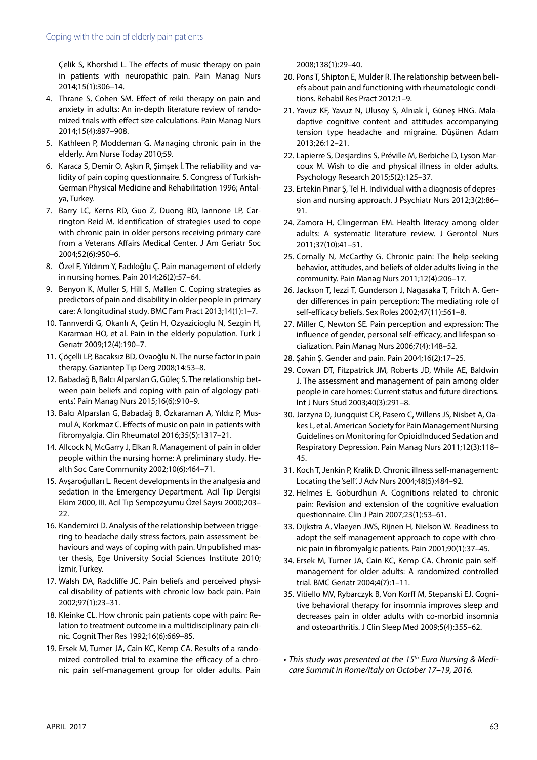Çelik S, Khorshıd L. The effects of music therapy on pain in patients with neuropathic pain. Pain Manag Nurs 2014;15(1):306–14.

4. Thrane S, Cohen SM. Effect of reiki therapy on pain and anxiety in adults: An in-depth literature review of randomized trials with effect size calculations. Pain Manag Nurs 2014;15(4):897–908.
5. Kathleen P, Moddeman G. Managing chronic pain in the elderly. Am Nurse Today 2010;59.
6. Karaca S, Demir O, Aşkın R, Şimşek İ. The reliability and validity of pain coping questionnaire. 5. Congress of Turkish-German Physical Medicine and Rehabilitation 1996; Antalya, Turkey.
7. Barry LC, Kerns RD, Guo Z, Duong BD, Iannone LP, Carrington Reid M. Identification of strategies used to cope with chronic pain in older persons receiving primary care from a Veterans Affairs Medical Center. J Am Geriatr Soc 2004;52(6):950–6.
8. Özel F, Yıldırım Y, Fadıloğlu Ç. Pain management of elderly in nursing homes. Pain 2014;26(2):57–64.
9. Benyon K, Muller S, Hill S, Mallen C. Coping strategies as predictors of pain and disability in older people in primary care: A longitudinal study. BMC Fam Pract 2013;14(1):1–7.
10. Tanrıverdi G, Okanlı A, Çetin H, Ozyazicioglu N, Sezgin H, Kararman HO, et al. Pain in the elderly population. Turk J Gerıatr 2009;12(4):190–7.
11. Çöçelli LP, Bacaksız BD, Ovaoğlu N. The nurse factor in pain therapy. Gaziantep Tıp Derg 2008;14:53–8.
12. Babadağ B, Balcı Alparslan G, Güleç S. The relationship between pain beliefs and coping with pain of algology patients'. Pain Manag Nurs 2015;16(6):910–9.
13. Balcı Alparslan G, Babadağ B, Özkaraman A, Yıldız P, Musmul A, Korkmaz C. Effects of music on pain in patients with fibromyalgia. Clin Rheumatol 2016;35(5):1317–21.
14. Allcock N, McGarry J, Elkan R. Management of pain in older people within the nursing home: A preliminary study. Health Soc Care Community 2002;10(6):464–71.
15. Avşaroğulları L. Recent developments in the analgesia and sedation in the Emergency Department. Acil Tıp Dergisi Ekim 2000, III. Acil Tıp Sempozyumu Özel Sayısı 2000;203–22.
16. Kandemirci D. Analysis of the relationship between triggering to headache daily stress factors, pain assessment behaviours and ways of coping with pain. Unpublished master thesis, Ege University Social Sciences Institute 2010; İzmir, Turkey.
17. Walsh DA, Radcliffe JC. Pain beliefs and perceived physical disability of patients with chronic low back pain. Pain 2002;97(1):23–31.
18. Kleinke CL. How chronic pain patients cope with pain: Relation to treatment outcome in a multidisciplinary pain clinic. Cognit Ther Res 1992;16(6):669–85.
19. Ersek M, Turner JA, Cain KC, Kemp CA. Results of a randomized controlled trial to examine the efficacy of a chronic pain self-management group for older adults. Pain 2008;138(1):29–40.
20. Pons T, Shipton E, Mulder R. The relationship between beliefs about pain and functioning with rheumatologic conditions. Rehabil Res Pract 2012:1–9.
21. Yavuz KF, Yavuz N, Ulusoy S, Alnıak İ, Güneş HNG. Maladaptive cognitive content and attitudes accompanying tension type headache and migraine. Düşünen Adam 2013;26:12–21.
22. Lapierre S, Desjardins S, Préville M, Berbiche D, Lyson Marcoux M. Wish to die and physical illness in older adults. Psychology Research 2015;5(2):125–37.
23. Ertekin Pınar Ş, Tel H. Individual with a diagnosis of depression and nursing approach. J Psychiatr Nurs 2012;3(2):86–91.
24. Zamora H, Clingerman EM. Health literacy among older adults: A systematic literature review. J Gerontol Nurs 2011;37(10):41–51.
25. Cornally N, McCarthy G. Chronic pain: The help-seeking behavior, attitudes, and beliefs of older adults living in the community. Pain Manag Nurs 2011;12(4):206–17.
26. Jackson T, Iezzi T, Gunderson J, Nagasaka T, Fritch A. Gender differences in pain perception: The mediating role of self-efficacy beliefs. Sex Roles 2002;47(11):561–8.
27. Miller C, Newton SE. Pain perception and expression: The influence of gender, personal self-efficacy, and lifespan socialization. Pain Manag Nurs 2006;7(4):148–52.
28. Şahin Ş. Gender and pain. Pain 2004;16(2):17–25.
29. Cowan DT, Fitzpatrick JM, Roberts JD, While AE, Baldwin J. The assessment and management of pain among older people in care homes: Current status and future directions. Int J Nurs Stud 2003;40(3):291–8.
30. Jarzyna D, Jungquist CR, Pasero C, Willens JS, Nisbet A, Oakes L, et al. American Society for Pain Management Nursing Guidelines on Monitoring for OpioidInduced Sedation and Respiratory Depression. Pain Manag Nurs 2011;12(3):118–45.
31. Koch T, Jenkin P, Kralik D. Chronic illness self-management: Locating the 'self'. J Adv Nurs 2004;48(5):484–92.
32. Helmes E. Goburdhun A. Cognitions related to chronic pain: Revision and extension of the cognitive evaluation questionnaire. Clin J Pain 2007;23(1):53–61.
33. Dijkstra A, Vlaeyen JWS, Rijnen H, Nielson W. Readiness to adopt the self-management approach to cope with chronic pain in fibromyalgic patients. Pain 2001;90(1):37–45.
34. Ersek M, Turner JA, Cain KC, Kemp CA. Chronic pain self-management for older adults: A randomized controlled trial. BMC Geriatr 2004;4(7):1–11.
35. Vitiello MV, Rybarczyk B, Von Korff M, Stepanski EJ. Cognitive behavioral therapy for insomnia improves sleep and decreases pain in older adults with co-morbid insomnia and osteoarthritis. J Clin Sleep Med 2009;5(4):355–62.

---

• *This study was presented at the 15th Euro Nursing & Medicare Summit in Rome/Italy on October 17–19, 2016.*